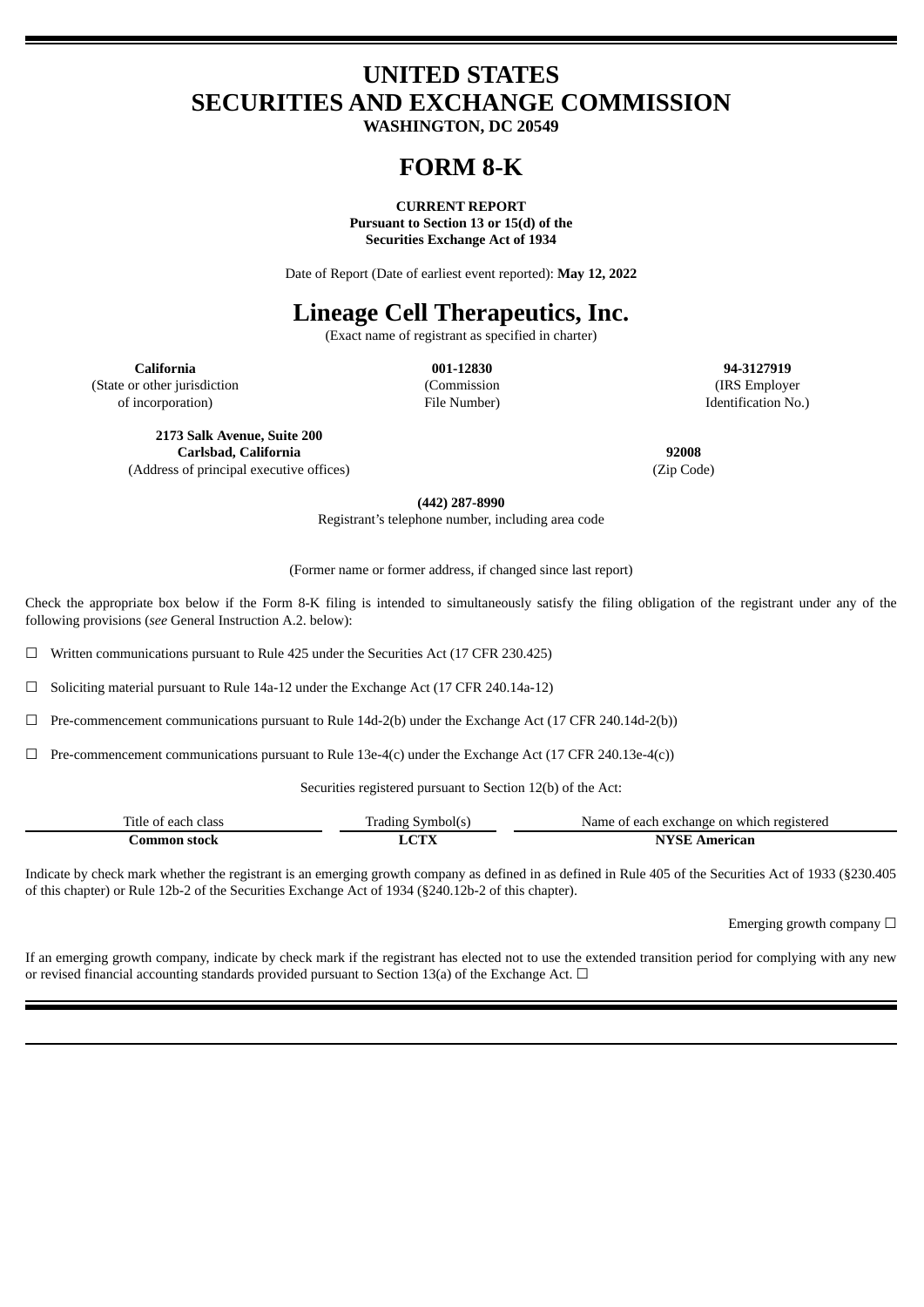# UNITED STATES
# SECURITIES AND EXCHANGE COMMISSION
**WASHINGTON, DC 20549**

# FORM 8-K

**CURRENT REPORT**
**Pursuant to Section 13 or 15(d) of the**
**Securities Exchange Act of 1934**

Date of Report (Date of earliest event reported): **May 12, 2022**

# Lineage Cell Therapeutics, Inc.

(Exact name of registrant as specified in charter)

| **California** | **001-12830** | **94-3127919** |
|---|---|---|
| (State or other jurisdiction of incorporation) | (Commission File Number) | (IRS Employer Identification No.) |

| **2173 Salk Avenue, Suite 200**<br>**Carlsbad, California** | **92008** |
|---|---|
| (Address of principal executive offices) | (Zip Code) |

**(442) 287-8990**
Registrant's telephone number, including area code

(Former name or former address, if changed since last report)

Check the appropriate box below if the Form 8-K filing is intended to simultaneously satisfy the filing obligation of the registrant under any of the following provisions (*see* General Instruction A.2. below):

☐ Written communications pursuant to Rule 425 under the Securities Act (17 CFR 230.425)

☐ Soliciting material pursuant to Rule 14a-12 under the Exchange Act (17 CFR 240.14a-12)

☐ Pre-commencement communications pursuant to Rule 14d-2(b) under the Exchange Act (17 CFR 240.14d-2(b))

☐ Pre-commencement communications pursuant to Rule 13e-4(c) under the Exchange Act (17 CFR 240.13e-4(c))

Securities registered pursuant to Section 12(b) of the Act:

| Title of each class | Trading Symbol(s) | Name of each exchange on which registered |
|---|---|---|
| **Common stock** | **LCTX** | **NYSE American** |

Indicate by check mark whether the registrant is an emerging growth company as defined in as defined in Rule 405 of the Securities Act of 1933 (§230.405 of this chapter) or Rule 12b-2 of the Securities Exchange Act of 1934 (§240.12b-2 of this chapter).

Emerging growth company ☐

If an emerging growth company, indicate by check mark if the registrant has elected not to use the extended transition period for complying with any new or revised financial accounting standards provided pursuant to Section 13(a) of the Exchange Act. ☐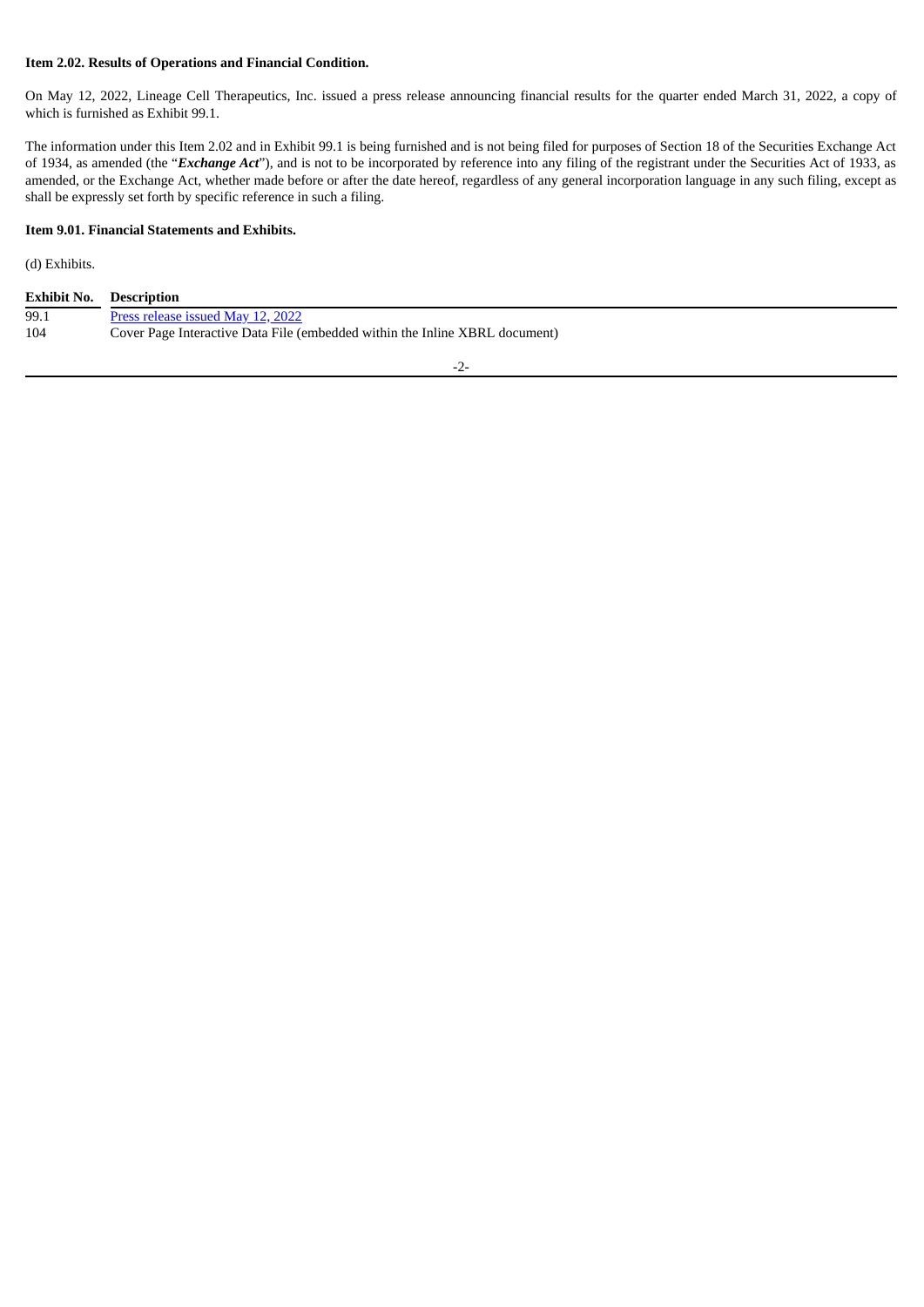**Item 2.02. Results of Operations and Financial Condition.**

On May 12, 2022, Lineage Cell Therapeutics, Inc. issued a press release announcing financial results for the quarter ended March 31, 2022, a copy of which is furnished as Exhibit 99.1.

The information under this Item 2.02 and in Exhibit 99.1 is being furnished and is not being filed for purposes of Section 18 of the Securities Exchange Act of 1934, as amended (the "***Exchange Act***"), and is not to be incorporated by reference into any filing of the registrant under the Securities Act of 1933, as amended, or the Exchange Act, whether made before or after the date hereof, regardless of any general incorporation language in any such filing, except as shall be expressly set forth by specific reference in such a filing.

**Item 9.01. Financial Statements and Exhibits.**

(d) Exhibits.

| Exhibit No. | Description |
|---|---|
| 99.1 | Press release issued May 12, 2022 |
| 104 | Cover Page Interactive Data File (embedded within the Inline XBRL document) |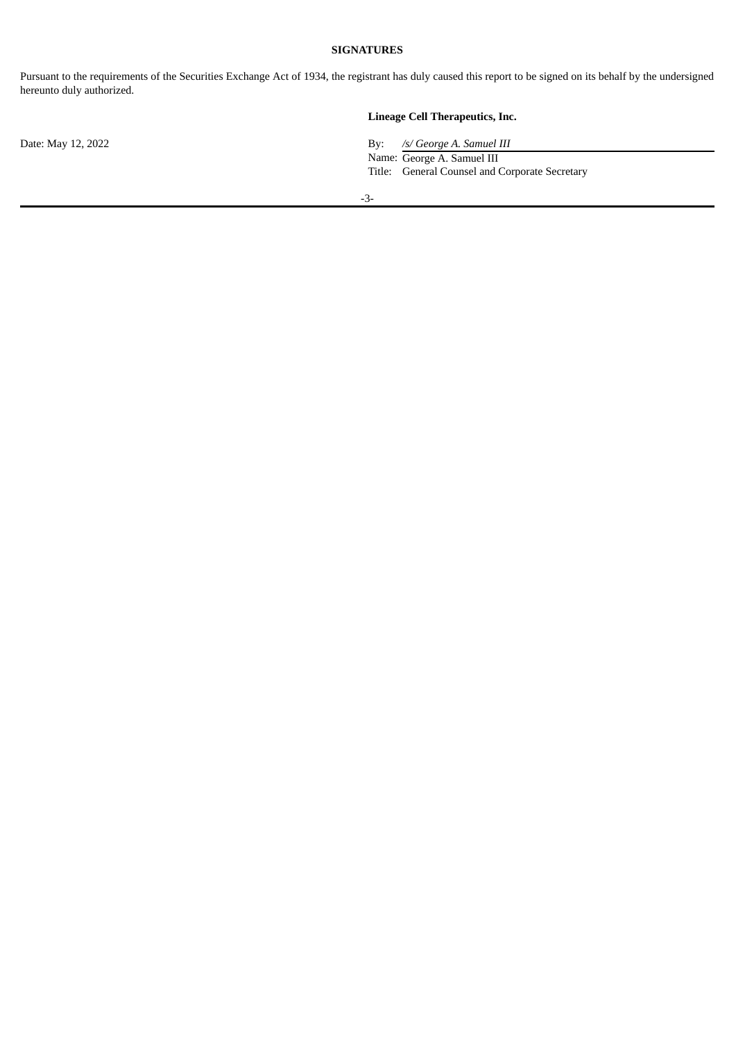**SIGNATURES**

Pursuant to the requirements of the Securities Exchange Act of 1934, the registrant has duly caused this report to be signed on its behalf by the undersigned hereunto duly authorized.

**Lineage Cell Therapeutics, Inc.**

Date: May 12, 2022

By: */s/ George A. Samuel III*

Name: George A. Samuel III

Title: General Counsel and Corporate Secretary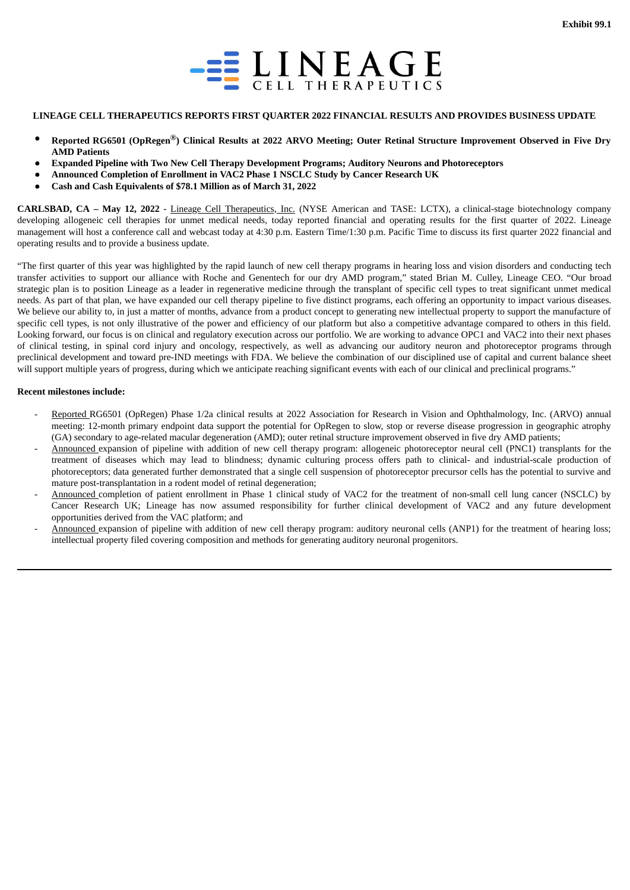Exhibit 99.1

LINEAGE CELL THERAPEUTICS

**LINEAGE CELL THERAPEUTICS REPORTS FIRST QUARTER 2022 FINANCIAL RESULTS AND PROVIDES BUSINESS UPDATE**

- **Reported RG6501 (OpRegen®) Clinical Results at 2022 ARVO Meeting; Outer Retinal Structure Improvement Observed in Five Dry AMD Patients**
- **Expanded Pipeline with Two New Cell Therapy Development Programs; Auditory Neurons and Photoreceptors**
- **Announced Completion of Enrollment in VAC2 Phase 1 NSCLC Study by Cancer Research UK**
- **Cash and Cash Equivalents of $78.1 Million as of March 31, 2022**

**CARLSBAD, CA – May 12, 2022** - Lineage Cell Therapeutics, Inc. (NYSE American and TASE: LCTX), a clinical-stage biotechnology company developing allogeneic cell therapies for unmet medical needs, today reported financial and operating results for the first quarter of 2022. Lineage management will host a conference call and webcast today at 4:30 p.m. Eastern Time/1:30 p.m. Pacific Time to discuss its first quarter 2022 financial and operating results and to provide a business update.

"The first quarter of this year was highlighted by the rapid launch of new cell therapy programs in hearing loss and vision disorders and conducting tech transfer activities to support our alliance with Roche and Genentech for our dry AMD program," stated Brian M. Culley, Lineage CEO. "Our broad strategic plan is to position Lineage as a leader in regenerative medicine through the transplant of specific cell types to treat significant unmet medical needs. As part of that plan, we have expanded our cell therapy pipeline to five distinct programs, each offering an opportunity to impact various diseases. We believe our ability to, in just a matter of months, advance from a product concept to generating new intellectual property to support the manufacture of specific cell types, is not only illustrative of the power and efficiency of our platform but also a competitive advantage compared to others in this field. Looking forward, our focus is on clinical and regulatory execution across our portfolio. We are working to advance OPC1 and VAC2 into their next phases of clinical testing, in spinal cord injury and oncology, respectively, as well as advancing our auditory neuron and photoreceptor programs through preclinical development and toward pre-IND meetings with FDA. We believe the combination of our disciplined use of capital and current balance sheet will support multiple years of progress, during which we anticipate reaching significant events with each of our clinical and preclinical programs."

**Recent milestones include:**

- Reported RG6501 (OpRegen) Phase 1/2a clinical results at 2022 Association for Research in Vision and Ophthalmology, Inc. (ARVO) annual meeting: 12-month primary endpoint data support the potential for OpRegen to slow, stop or reverse disease progression in geographic atrophy (GA) secondary to age-related macular degeneration (AMD); outer retinal structure improvement observed in five dry AMD patients;
- Announced expansion of pipeline with addition of new cell therapy program: allogeneic photoreceptor neural cell (PNC1) transplants for the treatment of diseases which may lead to blindness; dynamic culturing process offers path to clinical- and industrial-scale production of photoreceptors; data generated further demonstrated that a single cell suspension of photoreceptor precursor cells has the potential to survive and mature post-transplantation in a rodent model of retinal degeneration;
- Announced completion of patient enrollment in Phase 1 clinical study of VAC2 for the treatment of non-small cell lung cancer (NSCLC) by Cancer Research UK; Lineage has now assumed responsibility for further clinical development of VAC2 and any future development opportunities derived from the VAC platform; and
- Announced expansion of pipeline with addition of new cell therapy program: auditory neuronal cells (ANP1) for the treatment of hearing loss; intellectual property filed covering composition and methods for generating auditory neuronal progenitors.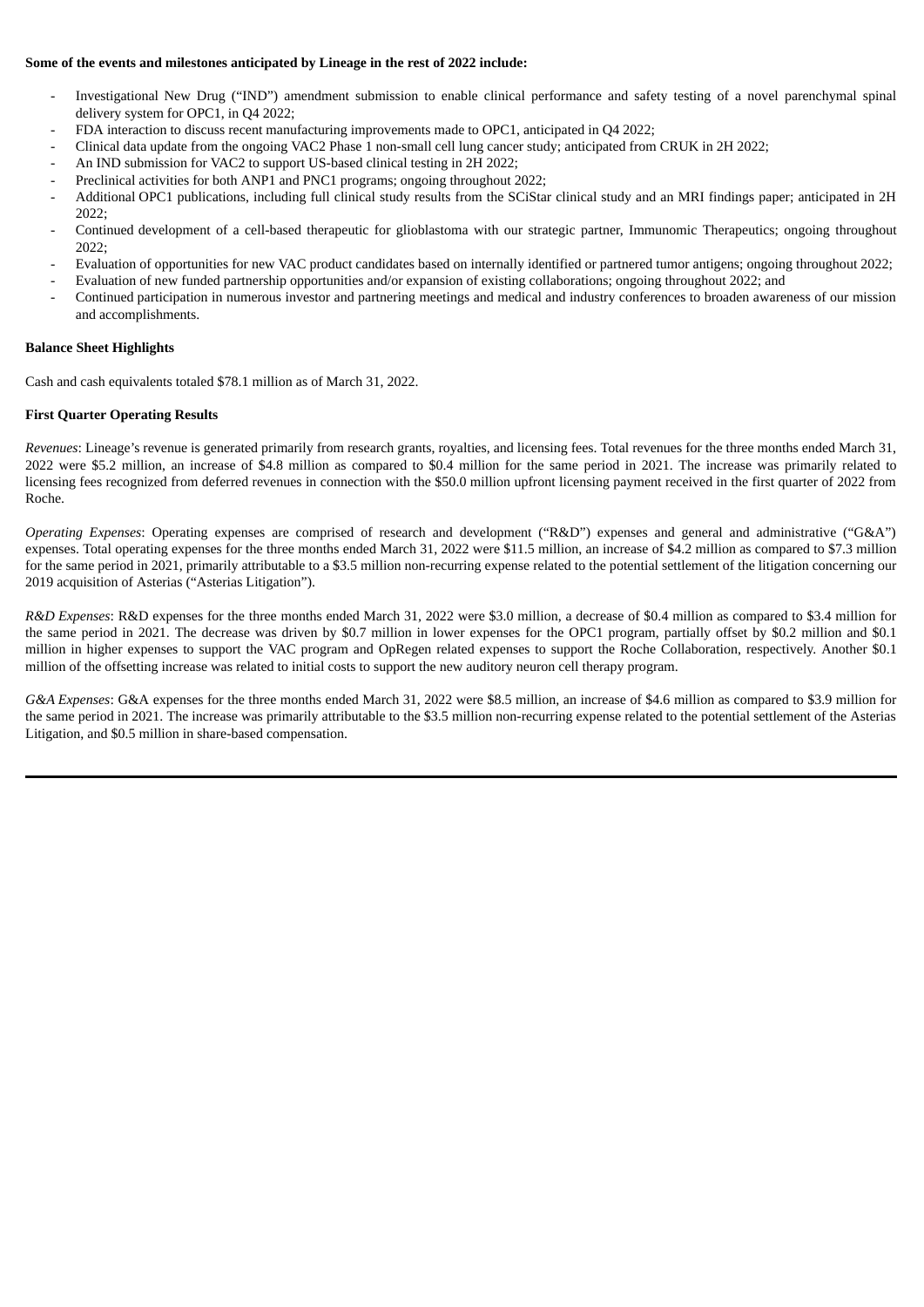**Some of the events and milestones anticipated by Lineage in the rest of 2022 include:**

- Investigational New Drug ("IND") amendment submission to enable clinical performance and safety testing of a novel parenchymal spinal delivery system for OPC1, in Q4 2022;
- FDA interaction to discuss recent manufacturing improvements made to OPC1, anticipated in Q4 2022;
- Clinical data update from the ongoing VAC2 Phase 1 non-small cell lung cancer study; anticipated from CRUK in 2H 2022;
- An IND submission for VAC2 to support US-based clinical testing in 2H 2022;
- Preclinical activities for both ANP1 and PNC1 programs; ongoing throughout 2022;
- Additional OPC1 publications, including full clinical study results from the SCiStar clinical study and an MRI findings paper; anticipated in 2H 2022;
- Continued development of a cell-based therapeutic for glioblastoma with our strategic partner, Immunomic Therapeutics; ongoing throughout 2022;
- Evaluation of opportunities for new VAC product candidates based on internally identified or partnered tumor antigens; ongoing throughout 2022;
- Evaluation of new funded partnership opportunities and/or expansion of existing collaborations; ongoing throughout 2022; and
- Continued participation in numerous investor and partnering meetings and medical and industry conferences to broaden awareness of our mission and accomplishments.

**Balance Sheet Highlights**

Cash and cash equivalents totaled $78.1 million as of March 31, 2022.

**First Quarter Operating Results**

*Revenues*: Lineage's revenue is generated primarily from research grants, royalties, and licensing fees. Total revenues for the three months ended March 31, 2022 were $5.2 million, an increase of $4.8 million as compared to $0.4 million for the same period in 2021. The increase was primarily related to licensing fees recognized from deferred revenues in connection with the $50.0 million upfront licensing payment received in the first quarter of 2022 from Roche.

*Operating Expenses*: Operating expenses are comprised of research and development ("R&D") expenses and general and administrative ("G&A") expenses. Total operating expenses for the three months ended March 31, 2022 were $11.5 million, an increase of $4.2 million as compared to $7.3 million for the same period in 2021, primarily attributable to a $3.5 million non-recurring expense related to the potential settlement of the litigation concerning our 2019 acquisition of Asterias ("Asterias Litigation").

*R&D Expenses*: R&D expenses for the three months ended March 31, 2022 were $3.0 million, a decrease of $0.4 million as compared to $3.4 million for the same period in 2021. The decrease was driven by $0.7 million in lower expenses for the OPC1 program, partially offset by $0.2 million and $0.1 million in higher expenses to support the VAC program and OpRegen related expenses to support the Roche Collaboration, respectively. Another $0.1 million of the offsetting increase was related to initial costs to support the new auditory neuron cell therapy program.

*G&A Expenses*: G&A expenses for the three months ended March 31, 2022 were $8.5 million, an increase of $4.6 million as compared to $3.9 million for the same period in 2021. The increase was primarily attributable to the $3.5 million non-recurring expense related to the potential settlement of the Asterias Litigation, and $0.5 million in share-based compensation.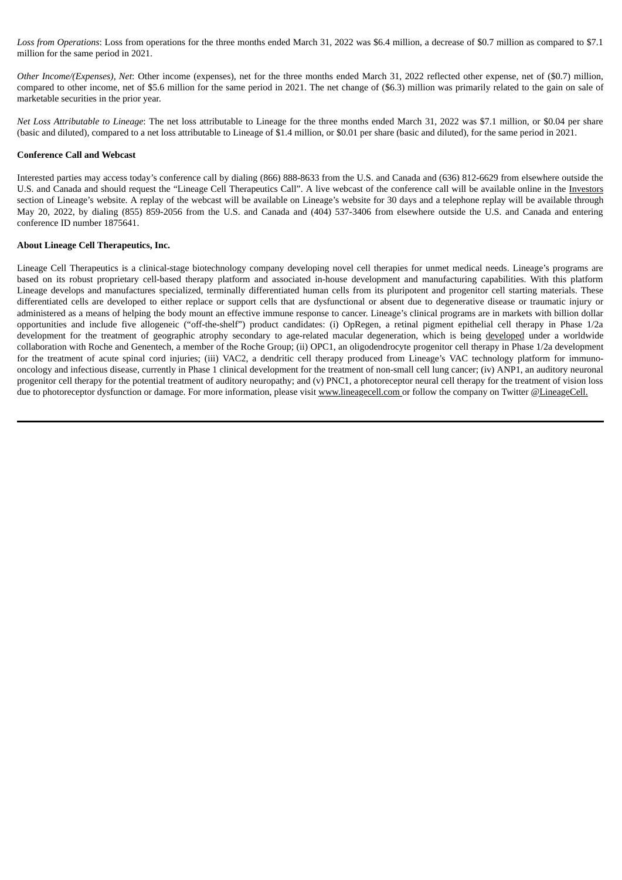*Loss from Operations*: Loss from operations for the three months ended March 31, 2022 was $6.4 million, a decrease of $0.7 million as compared to $7.1 million for the same period in 2021.

*Other Income/(Expenses), Net*: Other income (expenses), net for the three months ended March 31, 2022 reflected other expense, net of ($0.7) million, compared to other income, net of $5.6 million for the same period in 2021. The net change of ($6.3) million was primarily related to the gain on sale of marketable securities in the prior year.

*Net Loss Attributable to Lineage*: The net loss attributable to Lineage for the three months ended March 31, 2022 was $7.1 million, or $0.04 per share (basic and diluted), compared to a net loss attributable to Lineage of $1.4 million, or $0.01 per share (basic and diluted), for the same period in 2021.

**Conference Call and Webcast**

Interested parties may access today's conference call by dialing (866) 888-8633 from the U.S. and Canada and (636) 812-6629 from elsewhere outside the U.S. and Canada and should request the "Lineage Cell Therapeutics Call". A live webcast of the conference call will be available online in the Investors section of Lineage's website. A replay of the webcast will be available on Lineage's website for 30 days and a telephone replay will be available through May 20, 2022, by dialing (855) 859-2056 from the U.S. and Canada and (404) 537-3406 from elsewhere outside the U.S. and Canada and entering conference ID number 1875641.

**About Lineage Cell Therapeutics, Inc.**

Lineage Cell Therapeutics is a clinical-stage biotechnology company developing novel cell therapies for unmet medical needs. Lineage's programs are based on its robust proprietary cell-based therapy platform and associated in-house development and manufacturing capabilities. With this platform Lineage develops and manufactures specialized, terminally differentiated human cells from its pluripotent and progenitor cell starting materials. These differentiated cells are developed to either replace or support cells that are dysfunctional or absent due to degenerative disease or traumatic injury or administered as a means of helping the body mount an effective immune response to cancer. Lineage's clinical programs are in markets with billion dollar opportunities and include five allogeneic ("off-the-shelf") product candidates: (i) OpRegen, a retinal pigment epithelial cell therapy in Phase 1/2a development for the treatment of geographic atrophy secondary to age-related macular degeneration, which is being developed under a worldwide collaboration with Roche and Genentech, a member of the Roche Group; (ii) OPC1, an oligodendrocyte progenitor cell therapy in Phase 1/2a development for the treatment of acute spinal cord injuries; (iii) VAC2, a dendritic cell therapy produced from Lineage's VAC technology platform for immuno-oncology and infectious disease, currently in Phase 1 clinical development for the treatment of non-small cell lung cancer; (iv) ANP1, an auditory neuronal progenitor cell therapy for the potential treatment of auditory neuropathy; and (v) PNC1, a photoreceptor neural cell therapy for the treatment of vision loss due to photoreceptor dysfunction or damage. For more information, please visit www.lineagecell.com or follow the company on Twitter @LineageCell.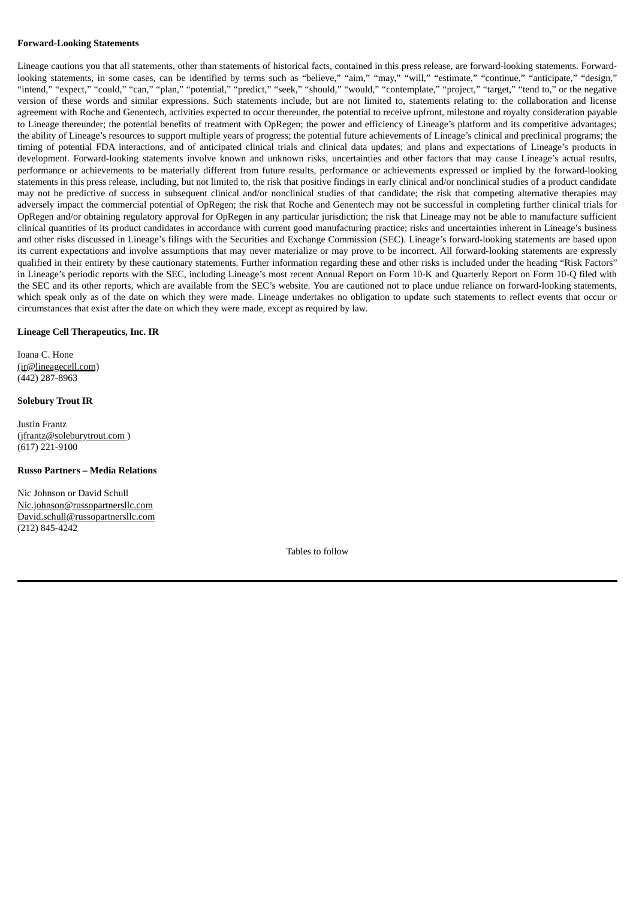**Forward-Looking Statements**

Lineage cautions you that all statements, other than statements of historical facts, contained in this press release, are forward-looking statements. Forward-looking statements, in some cases, can be identified by terms such as "believe," "aim," "may," "will," "estimate," "continue," "anticipate," "design," "intend," "expect," "could," "can," "plan," "potential," "predict," "seek," "should," "would," "contemplate," "project," "target," "tend to," or the negative version of these words and similar expressions. Such statements include, but are not limited to, statements relating to: the collaboration and license agreement with Roche and Genentech, activities expected to occur thereunder, the potential to receive upfront, milestone and royalty consideration payable to Lineage thereunder; the potential benefits of treatment with OpRegen; the power and efficiency of Lineage's platform and its competitive advantages; the ability of Lineage's resources to support multiple years of progress; the potential future achievements of Lineage's clinical and preclinical programs; the timing of potential FDA interactions, and of anticipated clinical trials and clinical data updates; and plans and expectations of Lineage's products in development. Forward-looking statements involve known and unknown risks, uncertainties and other factors that may cause Lineage's actual results, performance or achievements to be materially different from future results, performance or achievements expressed or implied by the forward-looking statements in this press release, including, but not limited to, the risk that positive findings in early clinical and/or nonclinical studies of a product candidate may not be predictive of success in subsequent clinical and/or nonclinical studies of that candidate; the risk that competing alternative therapies may adversely impact the commercial potential of OpRegen; the risk that Roche and Genentech may not be successful in completing further clinical trials for OpRegen and/or obtaining regulatory approval for OpRegen in any particular jurisdiction; the risk that Lineage may not be able to manufacture sufficient clinical quantities of its product candidates in accordance with current good manufacturing practice; risks and uncertainties inherent in Lineage's business and other risks discussed in Lineage's filings with the Securities and Exchange Commission (SEC). Lineage's forward-looking statements are based upon its current expectations and involve assumptions that may never materialize or may prove to be incorrect. All forward-looking statements are expressly qualified in their entirety by these cautionary statements. Further information regarding these and other risks is included under the heading "Risk Factors" in Lineage's periodic reports with the SEC, including Lineage's most recent Annual Report on Form 10-K and Quarterly Report on Form 10-Q filed with the SEC and its other reports, which are available from the SEC's website. You are cautioned not to place undue reliance on forward-looking statements, which speak only as of the date on which they were made. Lineage undertakes no obligation to update such statements to reflect events that occur or circumstances that exist after the date on which they were made, except as required by law.

**Lineage Cell Therapeutics, Inc. IR**

Ioana C. Hone
(ir@lineagecell.com)
(442) 287-8963

**Solebury Trout IR**

Justin Frantz
(jfrantz@soleburytrout.com )
(617) 221-9100

**Russo Partners – Media Relations**

Nic Johnson or David Schull
Nic.johnson@russopartnersllc.com
David.schull@russopartnersllc.com
(212) 845-4242

Tables to follow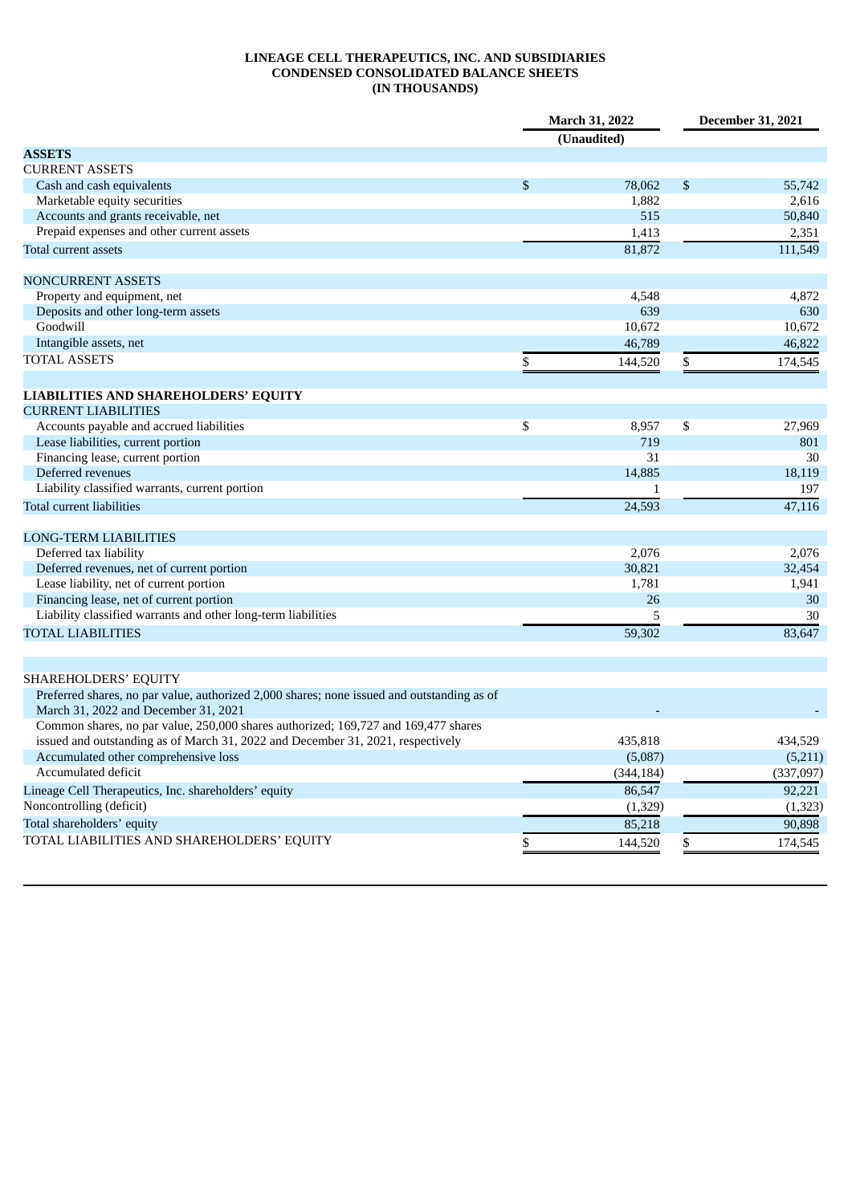**LINEAGE CELL THERAPEUTICS, INC. AND SUBSIDIARIES**
**CONDENSED CONSOLIDATED BALANCE SHEETS**
**(IN THOUSANDS)**

| | March 31, 2022 (Unaudited) | December 31, 2021 |
|---|---|---|
| **ASSETS** | | |
| CURRENT ASSETS | | |
| Cash and cash equivalents | $ 78,062 | $ 55,742 |
| Marketable equity securities | 1,882 | 2,616 |
| Accounts and grants receivable, net | 515 | 50,840 |
| Prepaid expenses and other current assets | 1,413 | 2,351 |
| Total current assets | 81,872 | 111,549 |
| | | |
| NONCURRENT ASSETS | | |
| Property and equipment, net | 4,548 | 4,872 |
| Deposits and other long-term assets | 639 | 630 |
| Goodwill | 10,672 | 10,672 |
| Intangible assets, net | 46,789 | 46,822 |
| TOTAL ASSETS | $ 144,520 | $ 174,545 |
| | | |
| **LIABILITIES AND SHAREHOLDERS' EQUITY** | | |
| CURRENT LIABILITIES | | |
| Accounts payable and accrued liabilities | $ 8,957 | $ 27,969 |
| Lease liabilities, current portion | 719 | 801 |
| Financing lease, current portion | 31 | 30 |
| Deferred revenues | 14,885 | 18,119 |
| Liability classified warrants, current portion | 1 | 197 |
| Total current liabilities | 24,593 | 47,116 |
| | | |
| LONG-TERM LIABILITIES | | |
| Deferred tax liability | 2,076 | 2,076 |
| Deferred revenues, net of current portion | 30,821 | 32,454 |
| Lease liability, net of current portion | 1,781 | 1,941 |
| Financing lease, net of current portion | 26 | 30 |
| Liability classified warrants and other long-term liabilities | 5 | 30 |
| TOTAL LIABILITIES | 59,302 | 83,647 |
| | | |
| SHAREHOLDERS' EQUITY | | |
| Preferred shares, no par value, authorized 2,000 shares; none issued and outstanding as of March 31, 2022 and December 31, 2021 | - | - |
| Common shares, no par value, 250,000 shares authorized; 169,727 and 169,477 shares issued and outstanding as of March 31, 2022 and December 31, 2021, respectively | 435,818 | 434,529 |
| Accumulated other comprehensive loss | (5,087) | (5,211) |
| Accumulated deficit | (344,184) | (337,097) |
| Lineage Cell Therapeutics, Inc. shareholders' equity | 86,547 | 92,221 |
| Noncontrolling (deficit) | (1,329) | (1,323) |
| Total shareholders' equity | 85,218 | 90,898 |
| TOTAL LIABILITIES AND SHAREHOLDERS' EQUITY | $ 144,520 | $ 174,545 |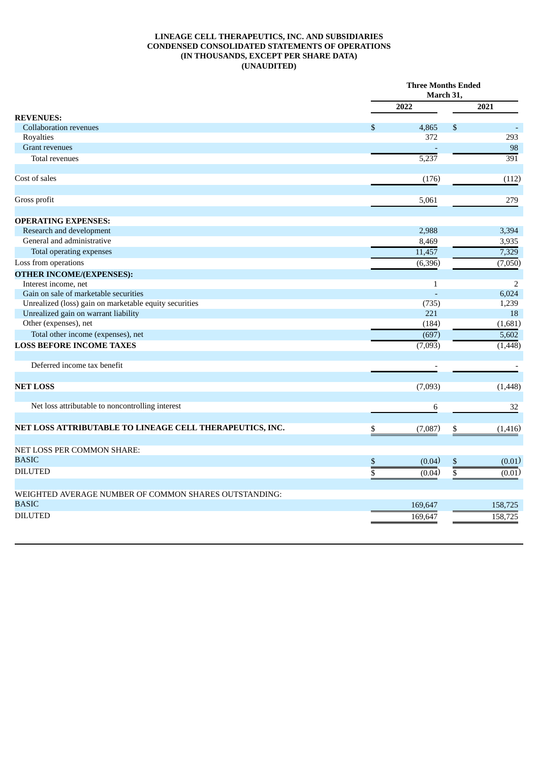**LINEAGE CELL THERAPEUTICS, INC. AND SUBSIDIARIES**
**CONDENSED CONSOLIDATED STATEMENTS OF OPERATIONS**
**(IN THOUSANDS, EXCEPT PER SHARE DATA)**
**(UNAUDITED)**

| | Three Months Ended March 31, | |
|---|---|---|
| | 2022 | 2021 |
| **REVENUES:** | | |
| Collaboration revenues | $ 4,865 | $ - |
| Royalties | 372 | 293 |
| Grant revenues | - | 98 |
| Total revenues | 5,237 | 391 |
| | | |
| Cost of sales | (176) | (112) |
| | | |
| Gross profit | 5,061 | 279 |
| | | |
| **OPERATING EXPENSES:** | | |
| Research and development | 2,988 | 3,394 |
| General and administrative | 8,469 | 3,935 |
| Total operating expenses | 11,457 | 7,329 |
| Loss from operations | (6,396) | (7,050) |
| **OTHER INCOME/(EXPENSES):** | | |
| Interest income, net | 1 | 2 |
| Gain on sale of marketable securities | - | 6,024 |
| Unrealized (loss) gain on marketable equity securities | (735) | 1,239 |
| Unrealized gain on warrant liability | 221 | 18 |
| Other (expenses), net | (184) | (1,681) |
| Total other income (expenses), net | (697) | 5,602 |
| **LOSS BEFORE INCOME TAXES** | (7,093) | (1,448) |
| | | |
| Deferred income tax benefit | - | - |
| | | |
| **NET LOSS** | (7,093) | (1,448) |
| | | |
| Net loss attributable to noncontrolling interest | 6 | 32 |
| | | |
| **NET LOSS ATTRIBUTABLE TO LINEAGE CELL THERAPEUTICS, INC.** | $ (7,087) | $ (1,416) |
| | | |
| NET LOSS PER COMMON SHARE: | | |
| BASIC | $ (0.04) | $ (0.01) |
| DILUTED | $ (0.04) | $ (0.01) |
| | | |
| WEIGHTED AVERAGE NUMBER OF COMMON SHARES OUTSTANDING: | | |
| BASIC | 169,647 | 158,725 |
| DILUTED | 169,647 | 158,725 |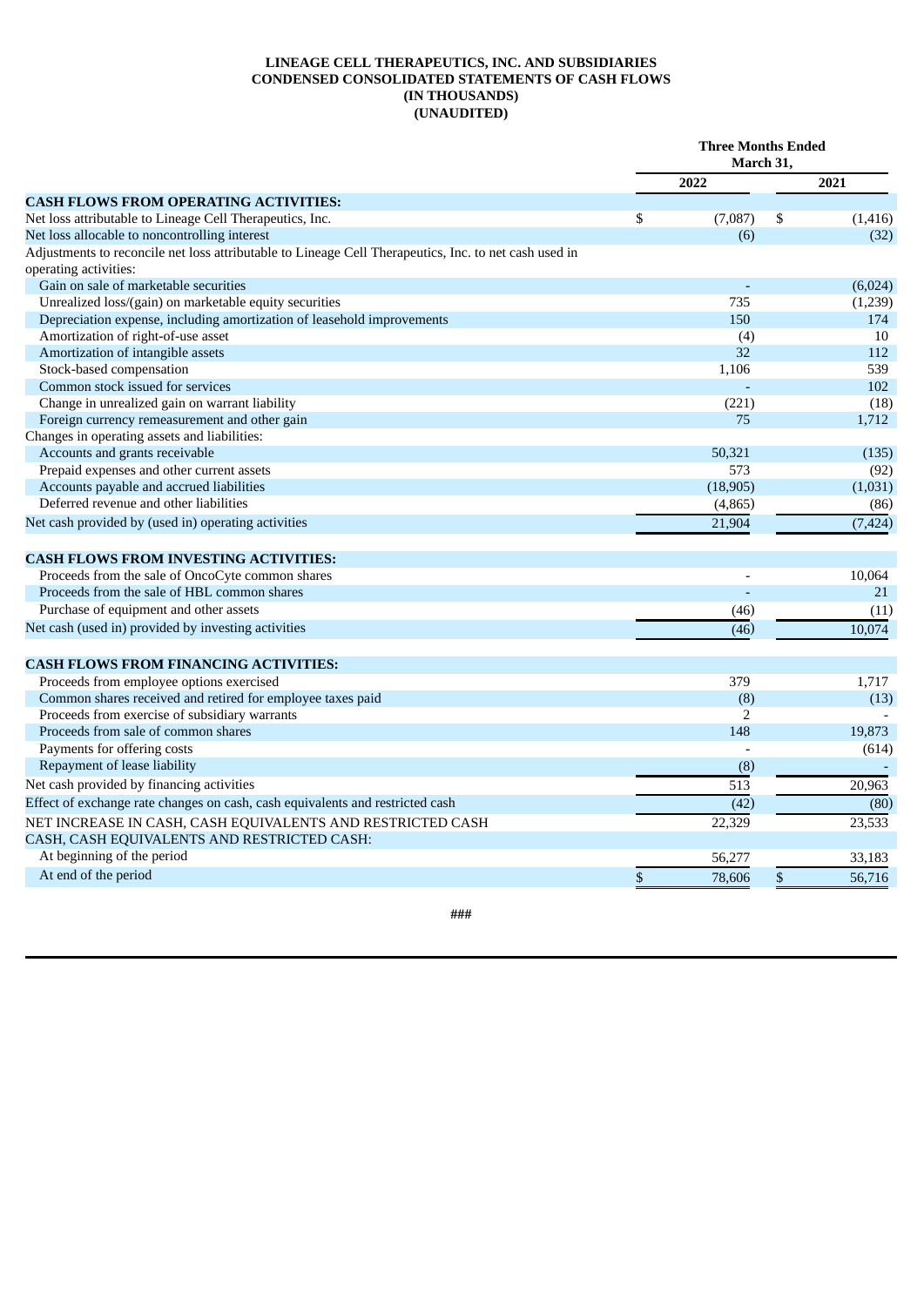**LINEAGE CELL THERAPEUTICS, INC. AND SUBSIDIARIES**
**CONDENSED CONSOLIDATED STATEMENTS OF CASH FLOWS**
**(IN THOUSANDS)**
**(UNAUDITED)**

| | Three Months Ended March 31, | |
|---|---|---|
| | 2022 | 2021 |
| **CASH FLOWS FROM OPERATING ACTIVITIES:** | | |
| Net loss attributable to Lineage Cell Therapeutics, Inc. | $ (7,087) | $ (1,416) |
| Net loss allocable to noncontrolling interest | (6) | (32) |
| Adjustments to reconcile net loss attributable to Lineage Cell Therapeutics, Inc. to net cash used in operating activities: | | |
| Gain on sale of marketable securities | - | (6,024) |
| Unrealized loss/(gain) on marketable equity securities | 735 | (1,239) |
| Depreciation expense, including amortization of leasehold improvements | 150 | 174 |
| Amortization of right-of-use asset | (4) | 10 |
| Amortization of intangible assets | 32 | 112 |
| Stock-based compensation | 1,106 | 539 |
| Common stock issued for services | - | 102 |
| Change in unrealized gain on warrant liability | (221) | (18) |
| Foreign currency remeasurement and other gain | 75 | 1,712 |
| Changes in operating assets and liabilities: | | |
| Accounts and grants receivable | 50,321 | (135) |
| Prepaid expenses and other current assets | 573 | (92) |
| Accounts payable and accrued liabilities | (18,905) | (1,031) |
| Deferred revenue and other liabilities | (4,865) | (86) |
| Net cash provided by (used in) operating activities | 21,904 | (7,424) |
| **CASH FLOWS FROM INVESTING ACTIVITIES:** | | |
| Proceeds from the sale of OncoCyte common shares | - | 10,064 |
| Proceeds from the sale of HBL common shares | - | 21 |
| Purchase of equipment and other assets | (46) | (11) |
| Net cash (used in) provided by investing activities | (46) | 10,074 |
| **CASH FLOWS FROM FINANCING ACTIVITIES:** | | |
| Proceeds from employee options exercised | 379 | 1,717 |
| Common shares received and retired for employee taxes paid | (8) | (13) |
| Proceeds from exercise of subsidiary warrants | 2 | - |
| Proceeds from sale of common shares | 148 | 19,873 |
| Payments for offering costs | - | (614) |
| Repayment of lease liability | (8) | - |
| Net cash provided by financing activities | 513 | 20,963 |
| Effect of exchange rate changes on cash, cash equivalents and restricted cash | (42) | (80) |
| NET INCREASE IN CASH, CASH EQUIVALENTS AND RESTRICTED CASH | 22,329 | 23,533 |
| CASH, CASH EQUIVALENTS AND RESTRICTED CASH: | | |
| At beginning of the period | 56,277 | 33,183 |
| At end of the period | $ 78,606 | $ 56,716 |

###